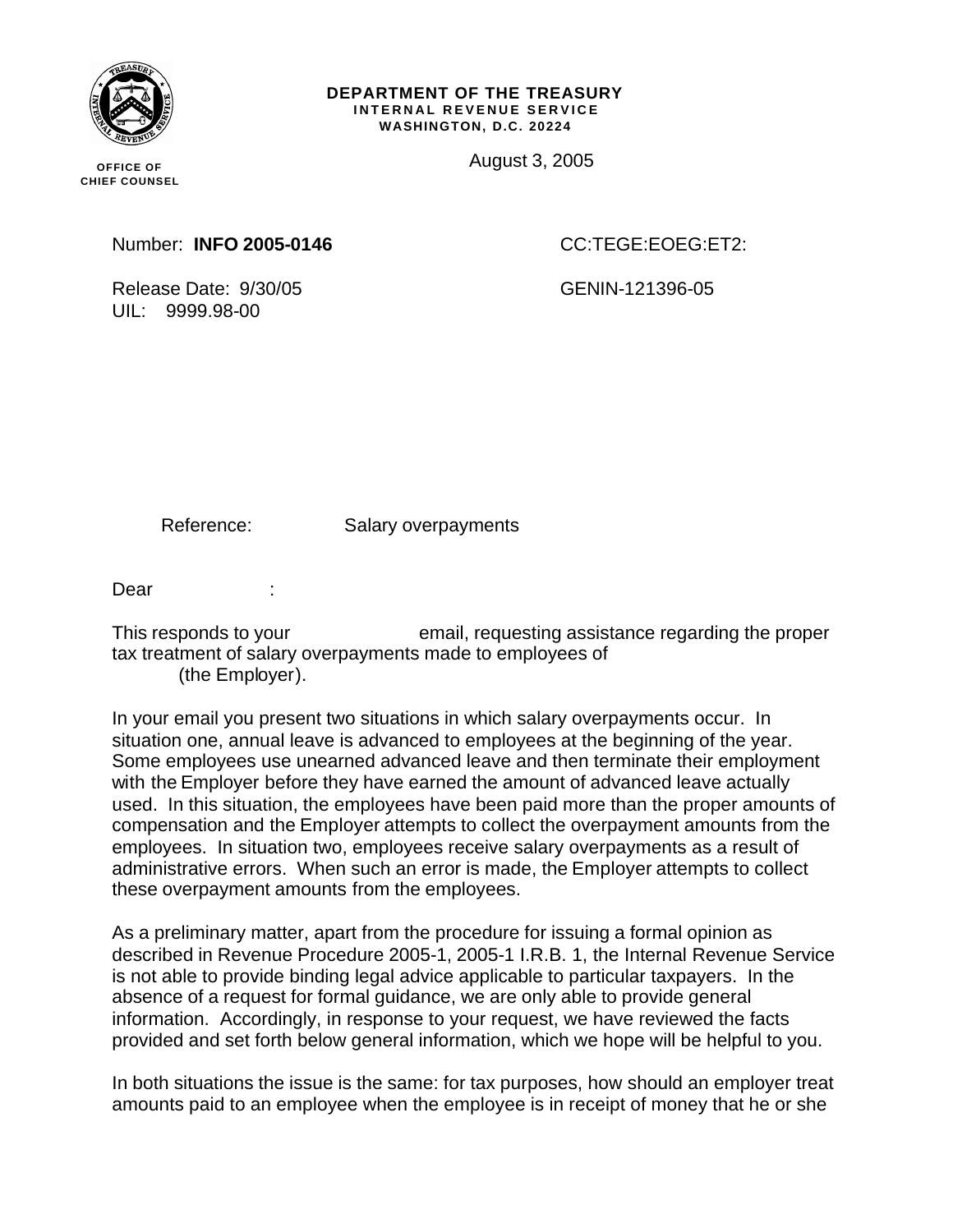**DEPARTMENT OF THE TREASURY**
**INTERNAL REVENUE SERVICE**
**WASHINGTON, D.C. 20224**

OFFICE OF
CHIEF COUNSEL

August 3, 2005

Number: **INFO 2005-0146** CC:TEGE:EOEG:ET2:

Release Date: 9/30/05 GENIN-121396-05
UIL: 9999.98-00

Reference: Salary overpayments

Dear :

This responds to your email, requesting assistance regarding the proper tax treatment of salary overpayments made to employees of (the Employer).

In your email you present two situations in which salary overpayments occur. In situation one, annual leave is advanced to employees at the beginning of the year. Some employees use unearned advanced leave and then terminate their employment with the Employer before they have earned the amount of advanced leave actually used. In this situation, the employees have been paid more than the proper amounts of compensation and the Employer attempts to collect the overpayment amounts from the employees. In situation two, employees receive salary overpayments as a result of administrative errors. When such an error is made, the Employer attempts to collect these overpayment amounts from the employees.

As a preliminary matter, apart from the procedure for issuing a formal opinion as described in Revenue Procedure 2005-1, 2005-1 I.R.B. 1, the Internal Revenue Service is not able to provide binding legal advice applicable to particular taxpayers. In the absence of a request for formal guidance, we are only able to provide general information. Accordingly, in response to your request, we have reviewed the facts provided and set forth below general information, which we hope will be helpful to you.

In both situations the issue is the same: for tax purposes, how should an employer treat amounts paid to an employee when the employee is in receipt of money that he or she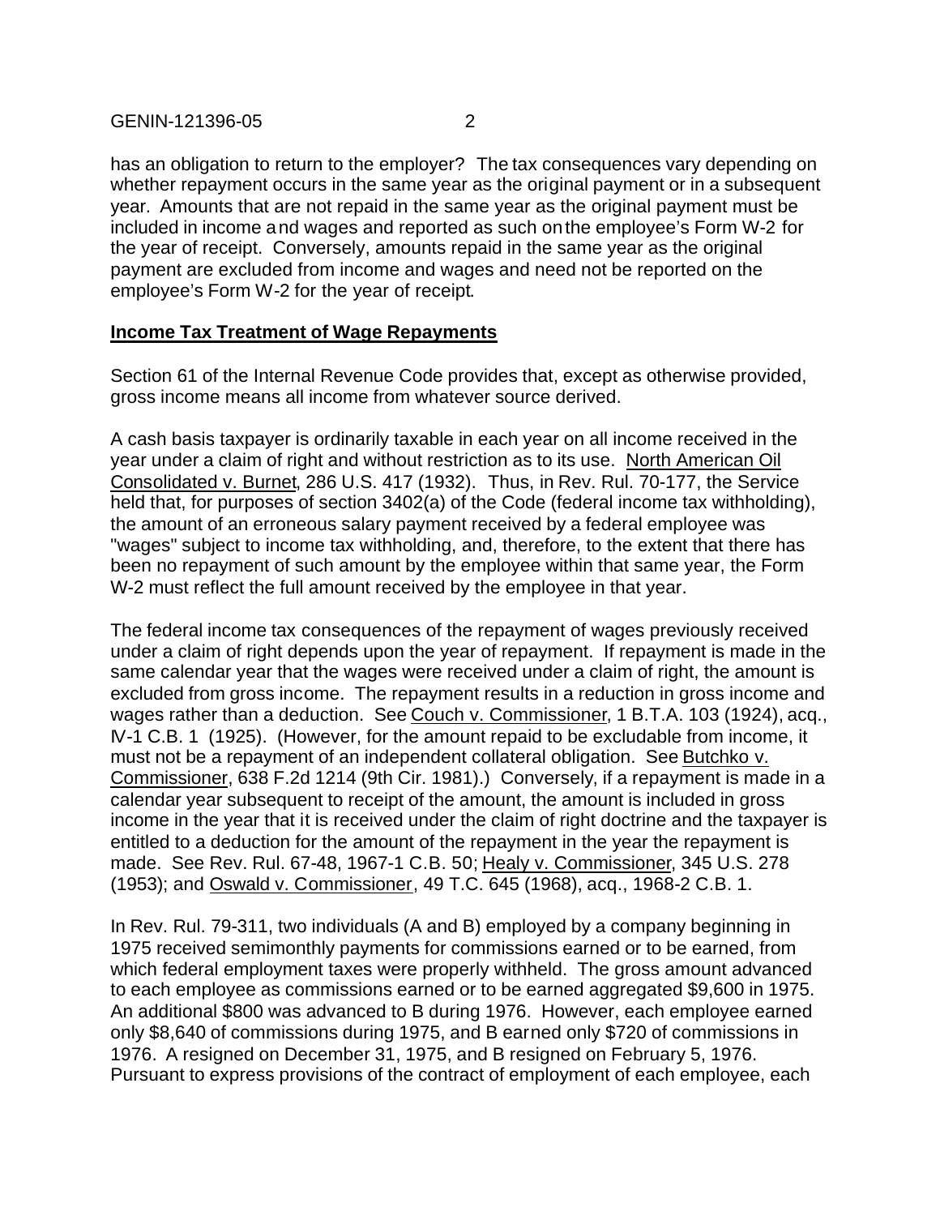has an obligation to return to the employer? The tax consequences vary depending on whether repayment occurs in the same year as the original payment or in a subsequent year. Amounts that are not repaid in the same year as the original payment must be included in income and wages and reported as such on the employee's Form W-2 for the year of receipt. Conversely, amounts repaid in the same year as the original payment are excluded from income and wages and need not be reported on the employee's Form W-2 for the year of receipt.

**Income Tax Treatment of Wage Repayments**

Section 61 of the Internal Revenue Code provides that, except as otherwise provided, gross income means all income from whatever source derived.

A cash basis taxpayer is ordinarily taxable in each year on all income received in the year under a claim of right and without restriction as to its use. North American Oil Consolidated v. Burnet, 286 U.S. 417 (1932). Thus, in Rev. Rul. 70-177, the Service held that, for purposes of section 3402(a) of the Code (federal income tax withholding), the amount of an erroneous salary payment received by a federal employee was "wages" subject to income tax withholding, and, therefore, to the extent that there has been no repayment of such amount by the employee within that same year, the Form W-2 must reflect the full amount received by the employee in that year.

The federal income tax consequences of the repayment of wages previously received under a claim of right depends upon the year of repayment. If repayment is made in the same calendar year that the wages were received under a claim of right, the amount is excluded from gross income. The repayment results in a reduction in gross income and wages rather than a deduction. See Couch v. Commissioner, 1 B.T.A. 103 (1924), acq., IV-1 C.B. 1 (1925). (However, for the amount repaid to be excludable from income, it must not be a repayment of an independent collateral obligation. See Butchko v. Commissioner, 638 F.2d 1214 (9th Cir. 1981).) Conversely, if a repayment is made in a calendar year subsequent to receipt of the amount, the amount is included in gross income in the year that it is received under the claim of right doctrine and the taxpayer is entitled to a deduction for the amount of the repayment in the year the repayment is made. See Rev. Rul. 67-48, 1967-1 C.B. 50; Healy v. Commissioner, 345 U.S. 278 (1953); and Oswald v. Commissioner, 49 T.C. 645 (1968), acq., 1968-2 C.B. 1.

In Rev. Rul. 79-311, two individuals (A and B) employed by a company beginning in 1975 received semimonthly payments for commissions earned or to be earned, from which federal employment taxes were properly withheld. The gross amount advanced to each employee as commissions earned or to be earned aggregated \$9,600 in 1975. An additional \$800 was advanced to B during 1976. However, each employee earned only \$8,640 of commissions during 1975, and B earned only \$720 of commissions in 1976. A resigned on December 31, 1975, and B resigned on February 5, 1976. Pursuant to express provisions of the contract of employment of each employee, each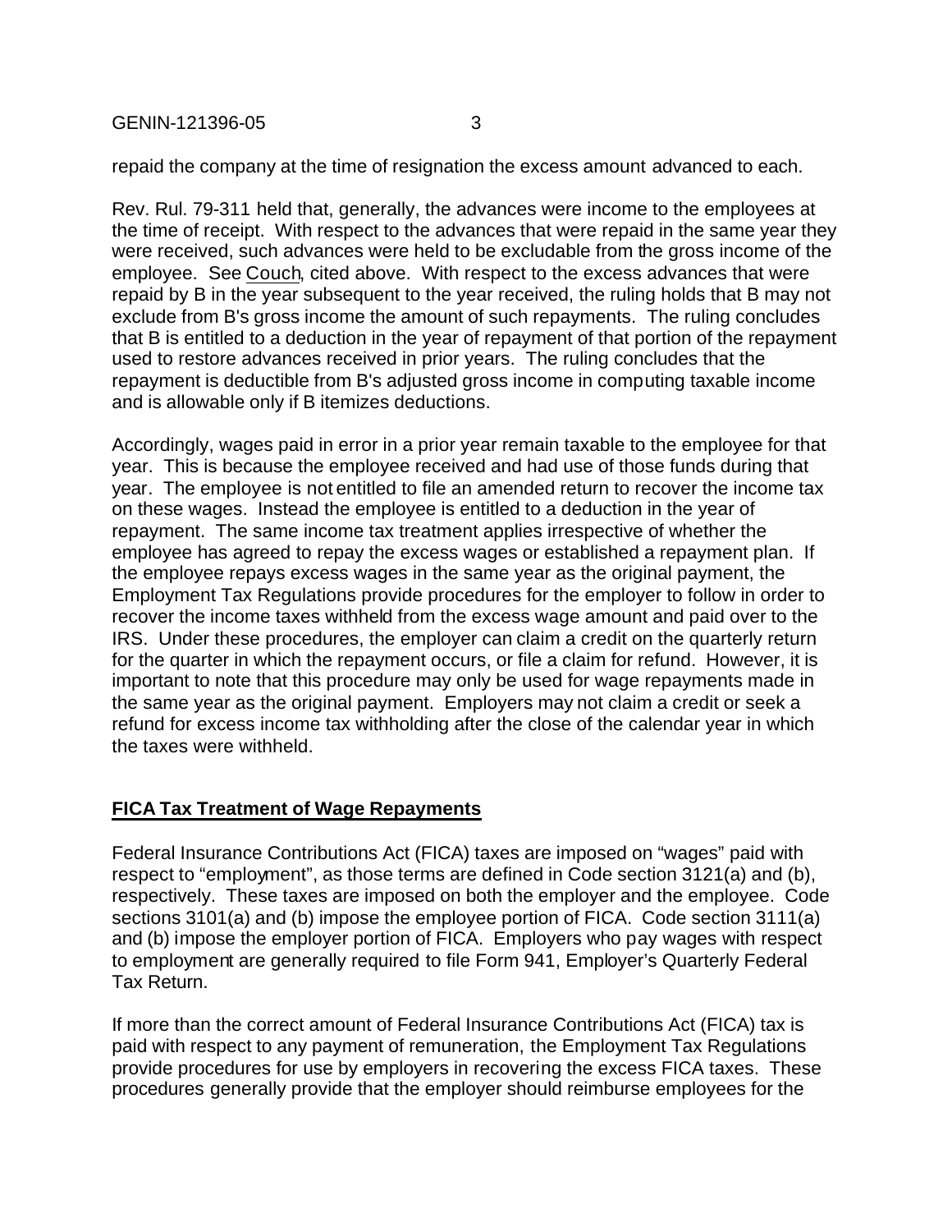repaid the company at the time of resignation the excess amount advanced to each.

Rev. Rul. 79-311 held that, generally, the advances were income to the employees at the time of receipt. With respect to the advances that were repaid in the same year they were received, such advances were held to be excludable from the gross income of the employee. See Couch, cited above. With respect to the excess advances that were repaid by B in the year subsequent to the year received, the ruling holds that B may not exclude from B's gross income the amount of such repayments. The ruling concludes that B is entitled to a deduction in the year of repayment of that portion of the repayment used to restore advances received in prior years. The ruling concludes that the repayment is deductible from B's adjusted gross income in computing taxable income and is allowable only if B itemizes deductions.

Accordingly, wages paid in error in a prior year remain taxable to the employee for that year. This is because the employee received and had use of those funds during that year. The employee is not entitled to file an amended return to recover the income tax on these wages. Instead the employee is entitled to a deduction in the year of repayment. The same income tax treatment applies irrespective of whether the employee has agreed to repay the excess wages or established a repayment plan. If the employee repays excess wages in the same year as the original payment, the Employment Tax Regulations provide procedures for the employer to follow in order to recover the income taxes withheld from the excess wage amount and paid over to the IRS. Under these procedures, the employer can claim a credit on the quarterly return for the quarter in which the repayment occurs, or file a claim for refund. However, it is important to note that this procedure may only be used for wage repayments made in the same year as the original payment. Employers may not claim a credit or seek a refund for excess income tax withholding after the close of the calendar year in which the taxes were withheld.

## FICA Tax Treatment of Wage Repayments

Federal Insurance Contributions Act (FICA) taxes are imposed on "wages" paid with respect to "employment", as those terms are defined in Code section 3121(a) and (b), respectively. These taxes are imposed on both the employer and the employee. Code sections 3101(a) and (b) impose the employee portion of FICA. Code section 3111(a) and (b) impose the employer portion of FICA. Employers who pay wages with respect to employment are generally required to file Form 941, Employer's Quarterly Federal Tax Return.

If more than the correct amount of Federal Insurance Contributions Act (FICA) tax is paid with respect to any payment of remuneration, the Employment Tax Regulations provide procedures for use by employers in recovering the excess FICA taxes. These procedures generally provide that the employer should reimburse employees for the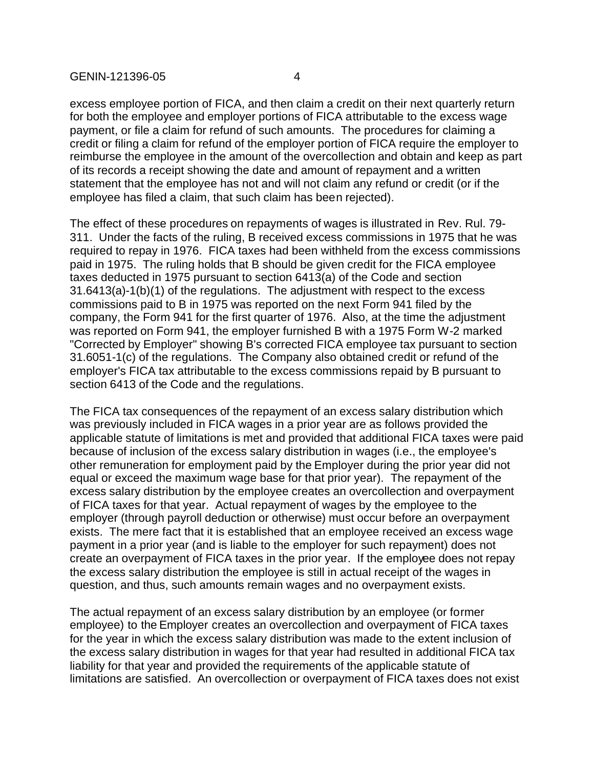excess employee portion of FICA, and then claim a credit on their next quarterly return for both the employee and employer portions of FICA attributable to the excess wage payment, or file a claim for refund of such amounts. The procedures for claiming a credit or filing a claim for refund of the employer portion of FICA require the employer to reimburse the employee in the amount of the overcollection and obtain and keep as part of its records a receipt showing the date and amount of repayment and a written statement that the employee has not and will not claim any refund or credit (or if the employee has filed a claim, that such claim has been rejected).

The effect of these procedures on repayments of wages is illustrated in Rev. Rul. 79-311. Under the facts of the ruling, B received excess commissions in 1975 that he was required to repay in 1976. FICA taxes had been withheld from the excess commissions paid in 1975. The ruling holds that B should be given credit for the FICA employee taxes deducted in 1975 pursuant to section 6413(a) of the Code and section 31.6413(a)-1(b)(1) of the regulations. The adjustment with respect to the excess commissions paid to B in 1975 was reported on the next Form 941 filed by the company, the Form 941 for the first quarter of 1976. Also, at the time the adjustment was reported on Form 941, the employer furnished B with a 1975 Form W-2 marked "Corrected by Employer" showing B's corrected FICA employee tax pursuant to section 31.6051-1(c) of the regulations. The Company also obtained credit or refund of the employer's FICA tax attributable to the excess commissions repaid by B pursuant to section 6413 of the Code and the regulations.

The FICA tax consequences of the repayment of an excess salary distribution which was previously included in FICA wages in a prior year are as follows provided the applicable statute of limitations is met and provided that additional FICA taxes were paid because of inclusion of the excess salary distribution in wages (i.e., the employee's other remuneration for employment paid by the Employer during the prior year did not equal or exceed the maximum wage base for that prior year). The repayment of the excess salary distribution by the employee creates an overcollection and overpayment of FICA taxes for that year. Actual repayment of wages by the employee to the employer (through payroll deduction or otherwise) must occur before an overpayment exists. The mere fact that it is established that an employee received an excess wage payment in a prior year (and is liable to the employer for such repayment) does not create an overpayment of FICA taxes in the prior year. If the employee does not repay the excess salary distribution the employee is still in actual receipt of the wages in question, and thus, such amounts remain wages and no overpayment exists.

The actual repayment of an excess salary distribution by an employee (or former employee) to the Employer creates an overcollection and overpayment of FICA taxes for the year in which the excess salary distribution was made to the extent inclusion of the excess salary distribution in wages for that year had resulted in additional FICA tax liability for that year and provided the requirements of the applicable statute of limitations are satisfied. An overcollection or overpayment of FICA taxes does not exist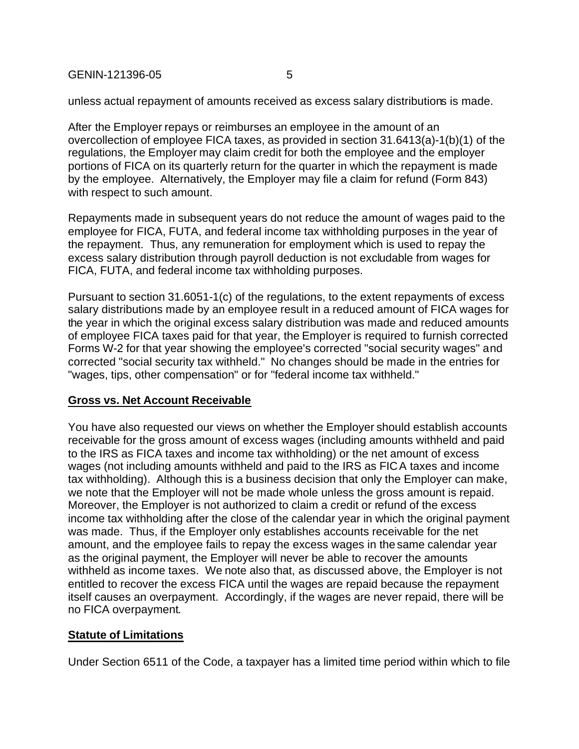unless actual repayment of amounts received as excess salary distributions is made.

After the Employer repays or reimburses an employee in the amount of an overcollection of employee FICA taxes, as provided in section 31.6413(a)-1(b)(1) of the regulations, the Employer may claim credit for both the employee and the employer portions of FICA on its quarterly return for the quarter in which the repayment is made by the employee. Alternatively, the Employer may file a claim for refund (Form 843) with respect to such amount.

Repayments made in subsequent years do not reduce the amount of wages paid to the employee for FICA, FUTA, and federal income tax withholding purposes in the year of the repayment. Thus, any remuneration for employment which is used to repay the excess salary distribution through payroll deduction is not excludable from wages for FICA, FUTA, and federal income tax withholding purposes.

Pursuant to section 31.6051-1(c) of the regulations, to the extent repayments of excess salary distributions made by an employee result in a reduced amount of FICA wages for the year in which the original excess salary distribution was made and reduced amounts of employee FICA taxes paid for that year, the Employer is required to furnish corrected Forms W-2 for that year showing the employee's corrected "social security wages" and corrected "social security tax withheld." No changes should be made in the entries for "wages, tips, other compensation" or for "federal income tax withheld."

**Gross vs. Net Account Receivable**

You have also requested our views on whether the Employer should establish accounts receivable for the gross amount of excess wages (including amounts withheld and paid to the IRS as FICA taxes and income tax withholding) or the net amount of excess wages (not including amounts withheld and paid to the IRS as FICA taxes and income tax withholding). Although this is a business decision that only the Employer can make, we note that the Employer will not be made whole unless the gross amount is repaid. Moreover, the Employer is not authorized to claim a credit or refund of the excess income tax withholding after the close of the calendar year in which the original payment was made. Thus, if the Employer only establishes accounts receivable for the net amount, and the employee fails to repay the excess wages in the same calendar year as the original payment, the Employer will never be able to recover the amounts withheld as income taxes. We note also that, as discussed above, the Employer is not entitled to recover the excess FICA until the wages are repaid because the repayment itself causes an overpayment. Accordingly, if the wages are never repaid, there will be no FICA overpayment.

**Statute of Limitations**

Under Section 6511 of the Code, a taxpayer has a limited time period within which to file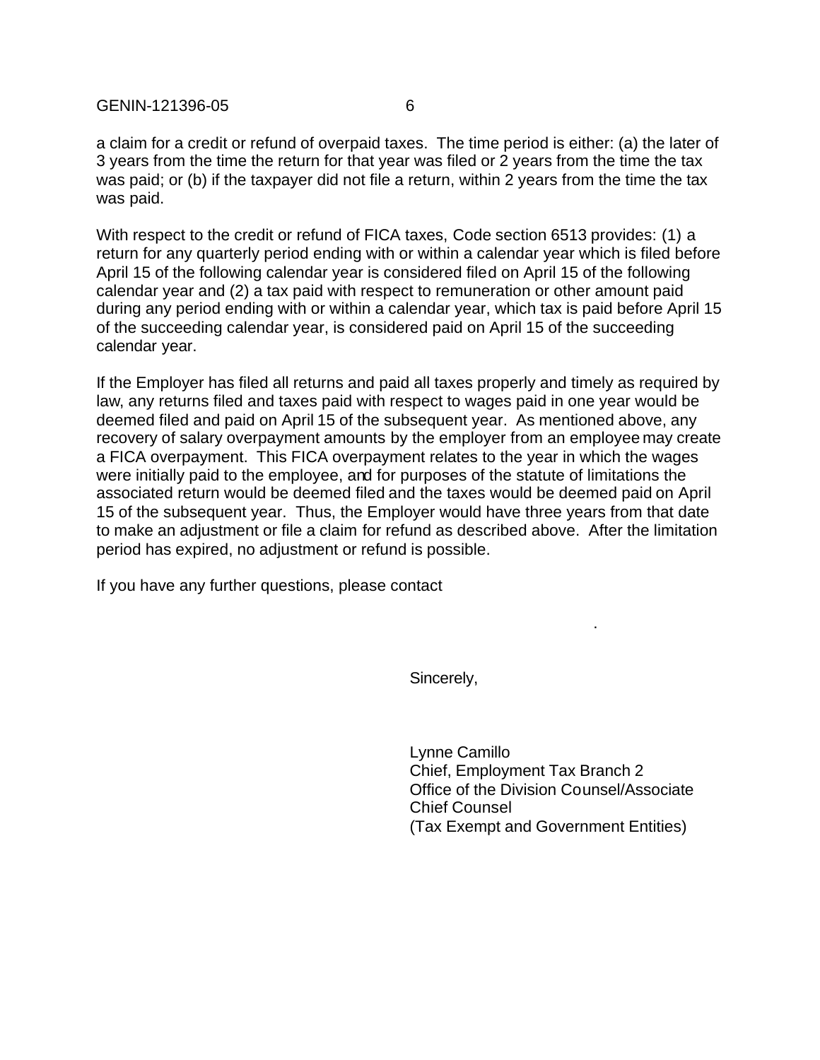a claim for a credit or refund of overpaid taxes. The time period is either: (a) the later of 3 years from the time the return for that year was filed or 2 years from the time the tax was paid; or (b) if the taxpayer did not file a return, within 2 years from the time the tax was paid.

With respect to the credit or refund of FICA taxes, Code section 6513 provides: (1) a return for any quarterly period ending with or within a calendar year which is filed before April 15 of the following calendar year is considered filed on April 15 of the following calendar year and (2) a tax paid with respect to remuneration or other amount paid during any period ending with or within a calendar year, which tax is paid before April 15 of the succeeding calendar year, is considered paid on April 15 of the succeeding calendar year.

If the Employer has filed all returns and paid all taxes properly and timely as required by law, any returns filed and taxes paid with respect to wages paid in one year would be deemed filed and paid on April 15 of the subsequent year. As mentioned above, any recovery of salary overpayment amounts by the employer from an employee may create a FICA overpayment. This FICA overpayment relates to the year in which the wages were initially paid to the employee, and for purposes of the statute of limitations the associated return would be deemed filed and the taxes would be deemed paid on April 15 of the subsequent year. Thus, the Employer would have three years from that date to make an adjustment or file a claim for refund as described above. After the limitation period has expired, no adjustment or refund is possible.

If you have any further questions, please contact

.

Sincerely,

Lynne Camillo
Chief, Employment Tax Branch 2
Office of the Division Counsel/Associate Chief Counsel
(Tax Exempt and Government Entities)